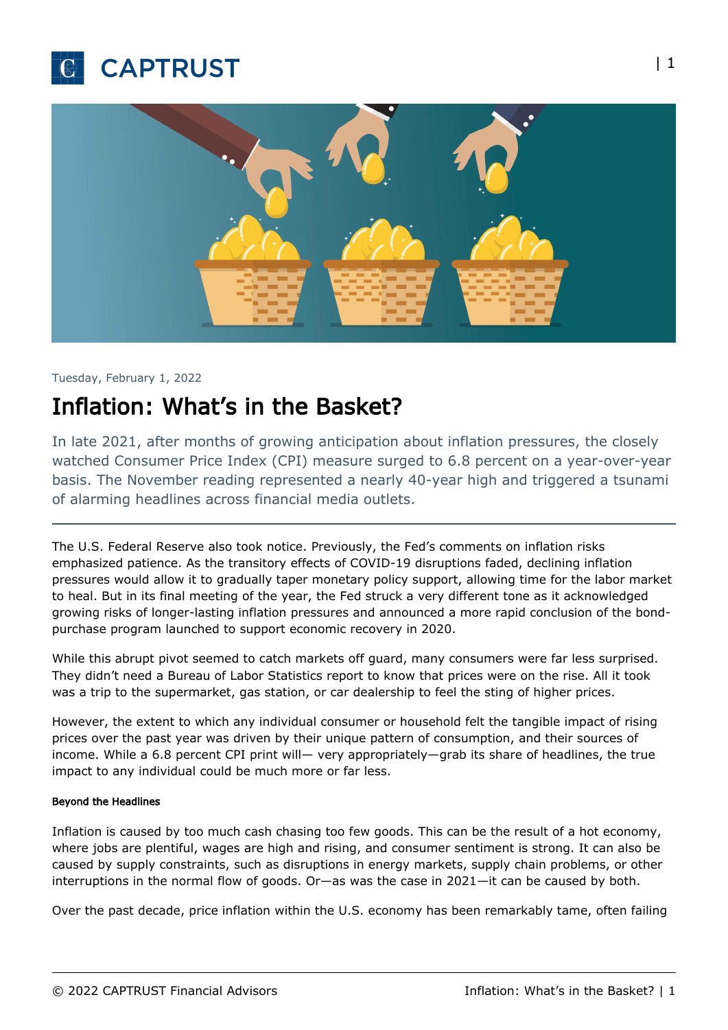Tuesday, February 1, 2022

# Inflation: What's in the Basket?

In late 2021, after months of growing anticipation about inflation pressures, the closely watched Consumer Price Index (CPI) measure surged to 6.8 percent on a year-over-year basis. The November reading represented a nearly 40-year high and triggered a tsunami of alarming headlines across financial media outlets.

---

The U.S. Federal Reserve also took notice. Previously, the Fed's comments on inflation risks emphasized patience. As the transitory effects of COVID-19 disruptions faded, declining inflation pressures would allow it to gradually taper monetary policy support, allowing time for the labor market to heal. But in its final meeting of the year, the Fed struck a very different tone as it acknowledged growing risks of longer-lasting inflation pressures and announced a more rapid conclusion of the bond-purchase program launched to support economic recovery in 2020.

While this abrupt pivot seemed to catch markets off guard, many consumers were far less surprised. They didn't need a Bureau of Labor Statistics report to know that prices were on the rise. All it took was a trip to the supermarket, gas station, or car dealership to feel the sting of higher prices.

However, the extent to which any individual consumer or household felt the tangible impact of rising prices over the past year was driven by their unique pattern of consumption, and their sources of income. While a 6.8 percent CPI print will— very appropriately—grab its share of headlines, the true impact to any individual could be much more or far less.

#### Beyond the Headlines

Inflation is caused by too much cash chasing too few goods. This can be the result of a hot economy, where jobs are plentiful, wages are high and rising, and consumer sentiment is strong. It can also be caused by supply constraints, such as disruptions in energy markets, supply chain problems, or other interruptions in the normal flow of goods. Or—as was the case in 2021—it can be caused by both.

Over the past decade, price inflation within the U.S. economy has been remarkably tame, often failing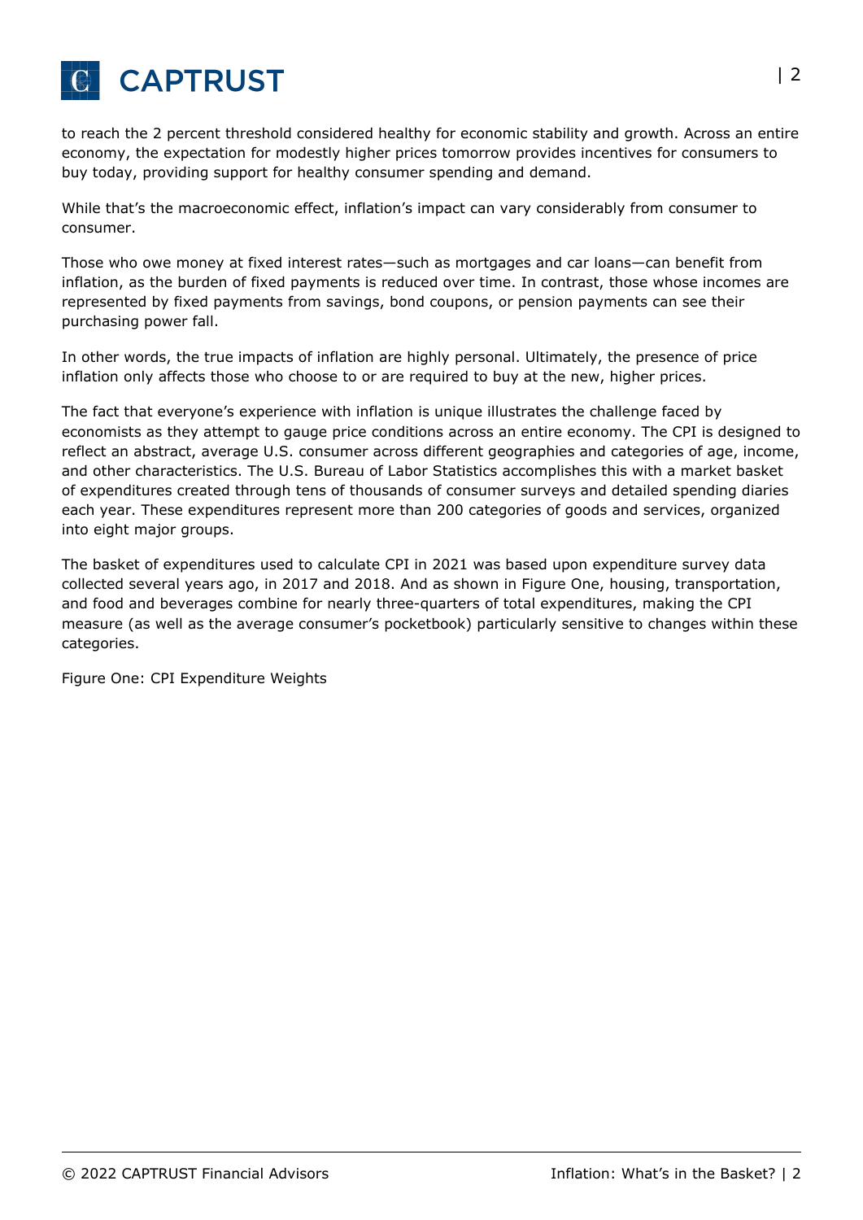to reach the 2 percent threshold considered healthy for economic stability and growth. Across an entire economy, the expectation for modestly higher prices tomorrow provides incentives for consumers to buy today, providing support for healthy consumer spending and demand.

While that's the macroeconomic effect, inflation's impact can vary considerably from consumer to consumer.

Those who owe money at fixed interest rates—such as mortgages and car loans—can benefit from inflation, as the burden of fixed payments is reduced over time. In contrast, those whose incomes are represented by fixed payments from savings, bond coupons, or pension payments can see their purchasing power fall.

In other words, the true impacts of inflation are highly personal. Ultimately, the presence of price inflation only affects those who choose to or are required to buy at the new, higher prices.

The fact that everyone's experience with inflation is unique illustrates the challenge faced by economists as they attempt to gauge price conditions across an entire economy. The CPI is designed to reflect an abstract, average U.S. consumer across different geographies and categories of age, income, and other characteristics. The U.S. Bureau of Labor Statistics accomplishes this with a market basket of expenditures created through tens of thousands of consumer surveys and detailed spending diaries each year. These expenditures represent more than 200 categories of goods and services, organized into eight major groups.

The basket of expenditures used to calculate CPI in 2021 was based upon expenditure survey data collected several years ago, in 2017 and 2018. And as shown in Figure One, housing, transportation, and food and beverages combine for nearly three-quarters of total expenditures, making the CPI measure (as well as the average consumer's pocketbook) particularly sensitive to changes within these categories.

Figure One: CPI Expenditure Weights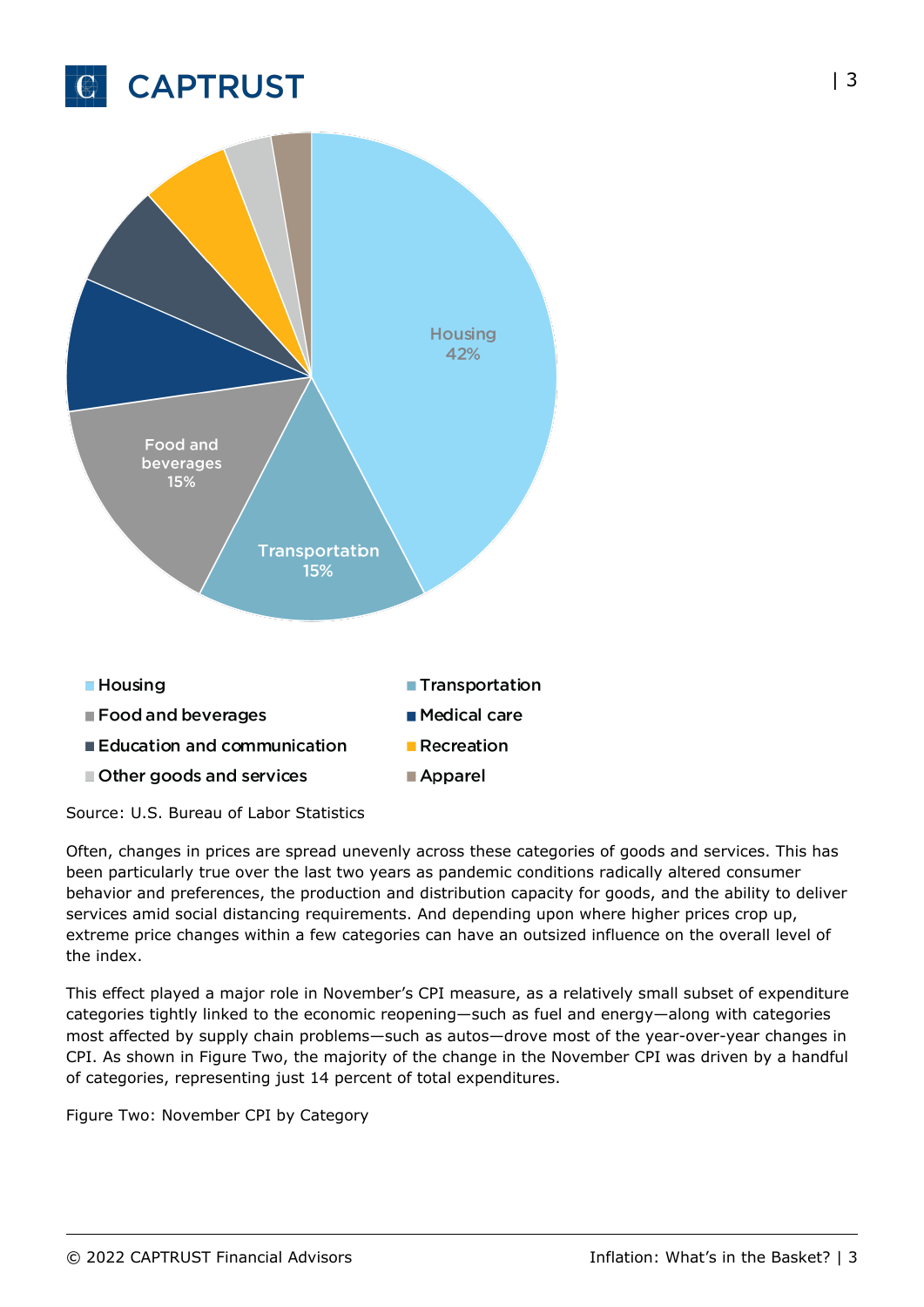Housing 42%

Transportation 15%

Food and beverages 15%

- Housing
- Transportation
- Food and beverages
- Medical care
- Education and communication
- Recreation
- Other goods and services
- Apparel

Source: U.S. Bureau of Labor Statistics

Often, changes in prices are spread unevenly across these categories of goods and services. This has been particularly true over the last two years as pandemic conditions radically altered consumer behavior and preferences, the production and distribution capacity for goods, and the ability to deliver services amid social distancing requirements. And depending upon where higher prices crop up, extreme price changes within a few categories can have an outsized influence on the overall level of the index.

This effect played a major role in November's CPI measure, as a relatively small subset of expenditure categories tightly linked to the economic reopening—such as fuel and energy—along with categories most affected by supply chain problems—such as autos—drove most of the year-over-year changes in CPI. As shown in Figure Two, the majority of the change in the November CPI was driven by a handful of categories, representing just 14 percent of total expenditures.

Figure Two: November CPI by Category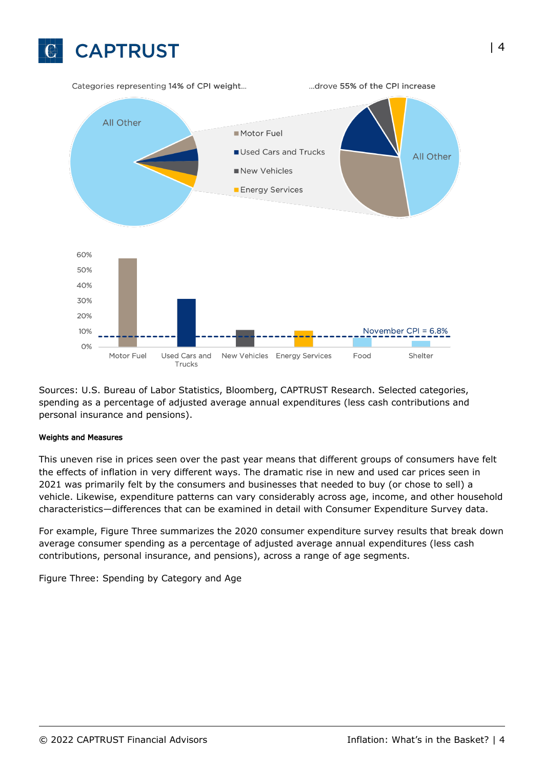Categories representing 14% of CPI weight...

...drove 55% of the CPI increase

- Motor Fuel
- Used Cars and Trucks
- New Vehicles
- Energy Services

All Other

November CPI = 6.8%

Motor Fuel | Used Cars and Trucks | New Vehicles | Energy Services | Food | Shelter

Sources: U.S. Bureau of Labor Statistics, Bloomberg, CAPTRUST Research. Selected categories, spending as a percentage of adjusted average annual expenditures (less cash contributions and personal insurance and pensions).

#### Weights and Measures

This uneven rise in prices seen over the past year means that different groups of consumers have felt the effects of inflation in very different ways. The dramatic rise in new and used car prices seen in 2021 was primarily felt by the consumers and businesses that needed to buy (or chose to sell) a vehicle. Likewise, expenditure patterns can vary considerably across age, income, and other household characteristics—differences that can be examined in detail with Consumer Expenditure Survey data.

For example, Figure Three summarizes the 2020 consumer expenditure survey results that break down average consumer spending as a percentage of adjusted average annual expenditures (less cash contributions, personal insurance, and pensions), across a range of age segments.

Figure Three: Spending by Category and Age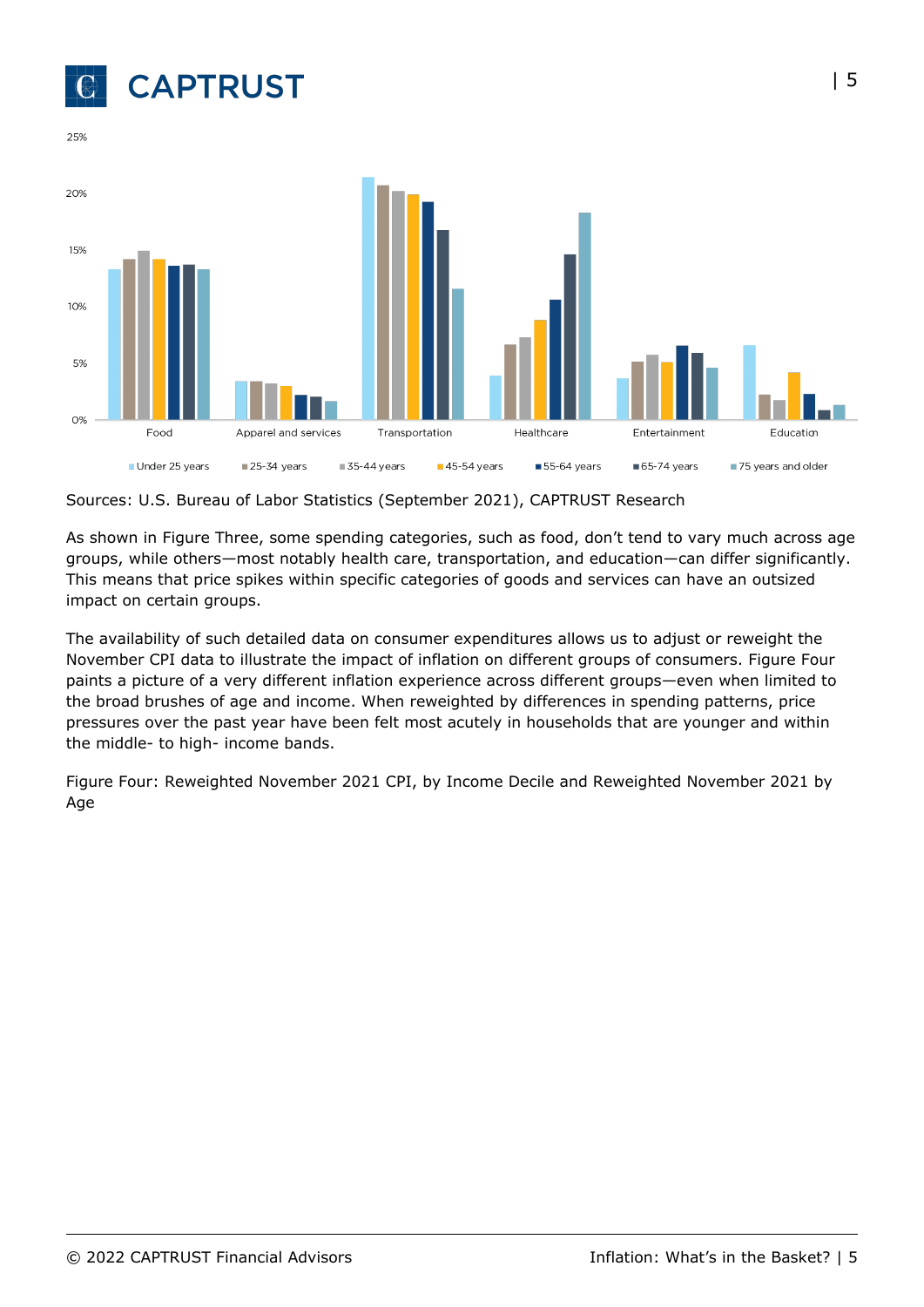Sources: U.S. Bureau of Labor Statistics (September 2021), CAPTRUST Research

As shown in Figure Three, some spending categories, such as food, don't tend to vary much across age groups, while others—most notably health care, transportation, and education—can differ significantly. This means that price spikes within specific categories of goods and services can have an outsized impact on certain groups.

The availability of such detailed data on consumer expenditures allows us to adjust or reweight the November CPI data to illustrate the impact of inflation on different groups of consumers. Figure Four paints a picture of a very different inflation experience across different groups—even when limited to the broad brushes of age and income. When reweighted by differences in spending patterns, price pressures over the past year have been felt most acutely in households that are younger and within the middle- to high- income bands.

Figure Four: Reweighted November 2021 CPI, by Income Decile and Reweighted November 2021 by Age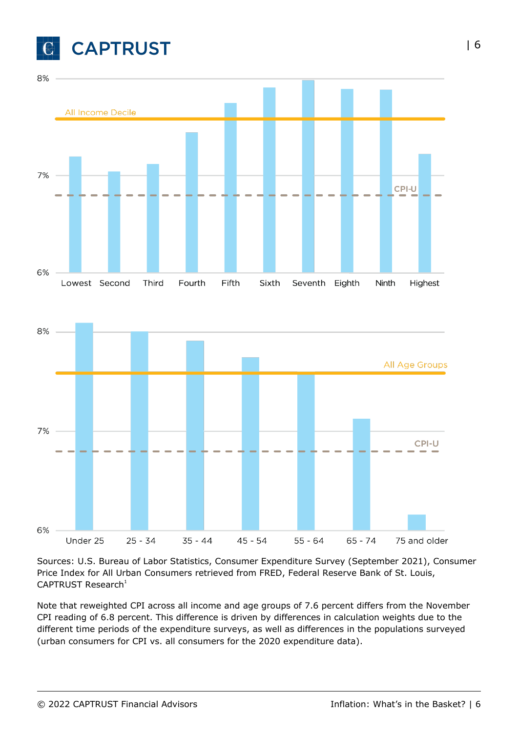8%

All Income Decile

7%

CPI-U

6%

Lowest Second Third Fourth Fifth Sixth Seventh Eighth Ninth Highest

8%

All Age Groups

7%

CPI-U

6%

Under 25 25 - 34 35 - 44 45 - 54 55 - 64 65 - 74 75 and older

Sources: U.S. Bureau of Labor Statistics, Consumer Expenditure Survey (September 2021), Consumer Price Index for All Urban Consumers retrieved from FRED, Federal Reserve Bank of St. Louis, CAPTRUST Research[1]

Note that reweighted CPI across all income and age groups of 7.6 percent differs from the November CPI reading of 6.8 percent. This difference is driven by differences in calculation weights due to the different time periods of the expenditure surveys, as well as differences in the populations surveyed (urban consumers for CPI vs. all consumers for the 2020 expenditure data).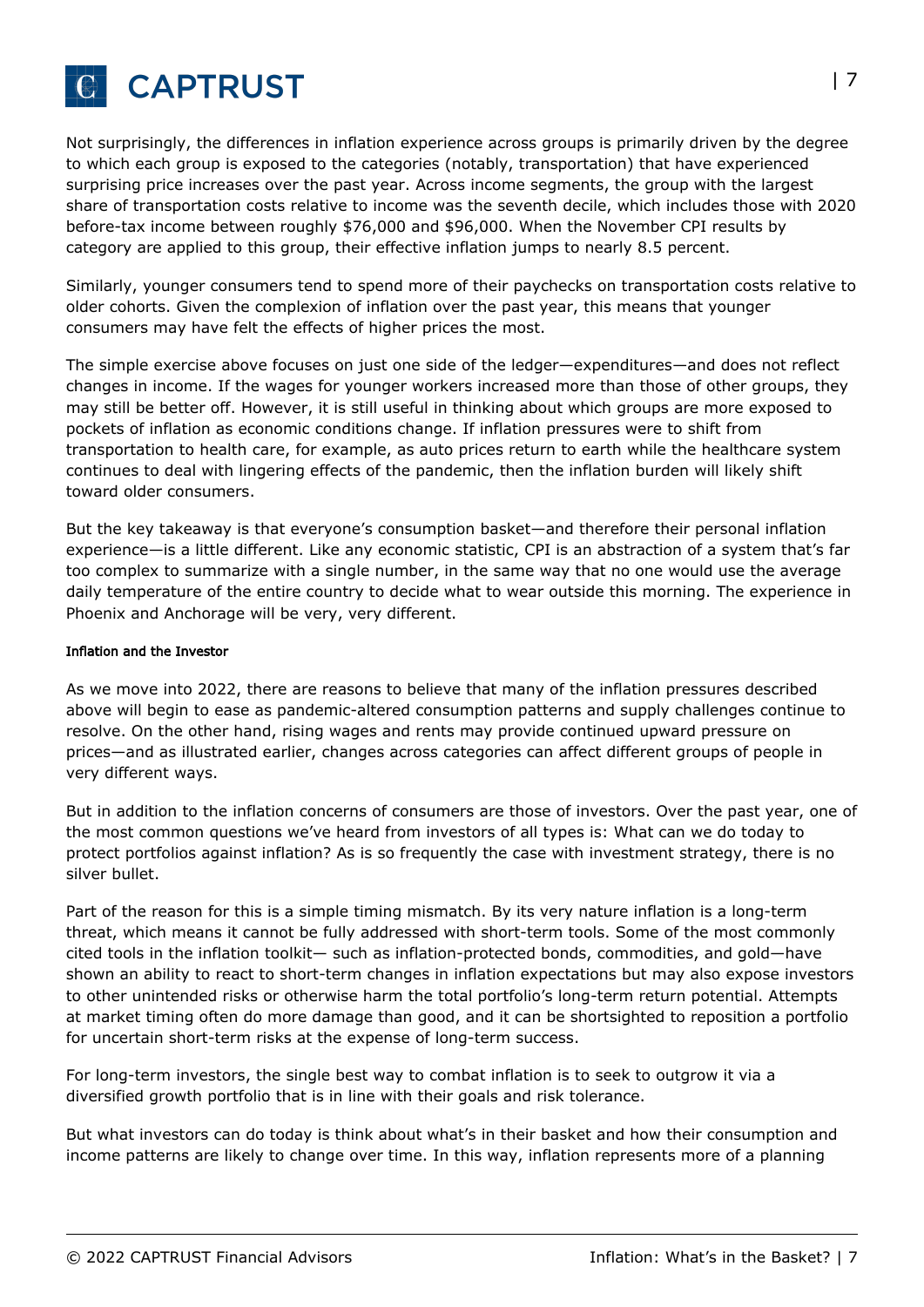Not surprisingly, the differences in inflation experience across groups is primarily driven by the degree to which each group is exposed to the categories (notably, transportation) that have experienced surprising price increases over the past year. Across income segments, the group with the largest share of transportation costs relative to income was the seventh decile, which includes those with 2020 before-tax income between roughly $76,000 and $96,000. When the November CPI results by category are applied to this group, their effective inflation jumps to nearly 8.5 percent.

Similarly, younger consumers tend to spend more of their paychecks on transportation costs relative to older cohorts. Given the complexion of inflation over the past year, this means that younger consumers may have felt the effects of higher prices the most.

The simple exercise above focuses on just one side of the ledger—expenditures—and does not reflect changes in income. If the wages for younger workers increased more than those of other groups, they may still be better off. However, it is still useful in thinking about which groups are more exposed to pockets of inflation as economic conditions change. If inflation pressures were to shift from transportation to health care, for example, as auto prices return to earth while the healthcare system continues to deal with lingering effects of the pandemic, then the inflation burden will likely shift toward older consumers.

But the key takeaway is that everyone's consumption basket—and therefore their personal inflation experience—is a little different. Like any economic statistic, CPI is an abstraction of a system that's far too complex to summarize with a single number, in the same way that no one would use the average daily temperature of the entire country to decide what to wear outside this morning. The experience in Phoenix and Anchorage will be very, very different.

#### Inflation and the Investor

As we move into 2022, there are reasons to believe that many of the inflation pressures described above will begin to ease as pandemic-altered consumption patterns and supply challenges continue to resolve. On the other hand, rising wages and rents may provide continued upward pressure on prices—and as illustrated earlier, changes across categories can affect different groups of people in very different ways.

But in addition to the inflation concerns of consumers are those of investors. Over the past year, one of the most common questions we've heard from investors of all types is: What can we do today to protect portfolios against inflation? As is so frequently the case with investment strategy, there is no silver bullet.

Part of the reason for this is a simple timing mismatch. By its very nature inflation is a long-term threat, which means it cannot be fully addressed with short-term tools. Some of the most commonly cited tools in the inflation toolkit— such as inflation-protected bonds, commodities, and gold—have shown an ability to react to short-term changes in inflation expectations but may also expose investors to other unintended risks or otherwise harm the total portfolio's long-term return potential. Attempts at market timing often do more damage than good, and it can be shortsighted to reposition a portfolio for uncertain short-term risks at the expense of long-term success.

For long-term investors, the single best way to combat inflation is to seek to outgrow it via a diversified growth portfolio that is in line with their goals and risk tolerance.

But what investors can do today is think about what's in their basket and how their consumption and income patterns are likely to change over time. In this way, inflation represents more of a planning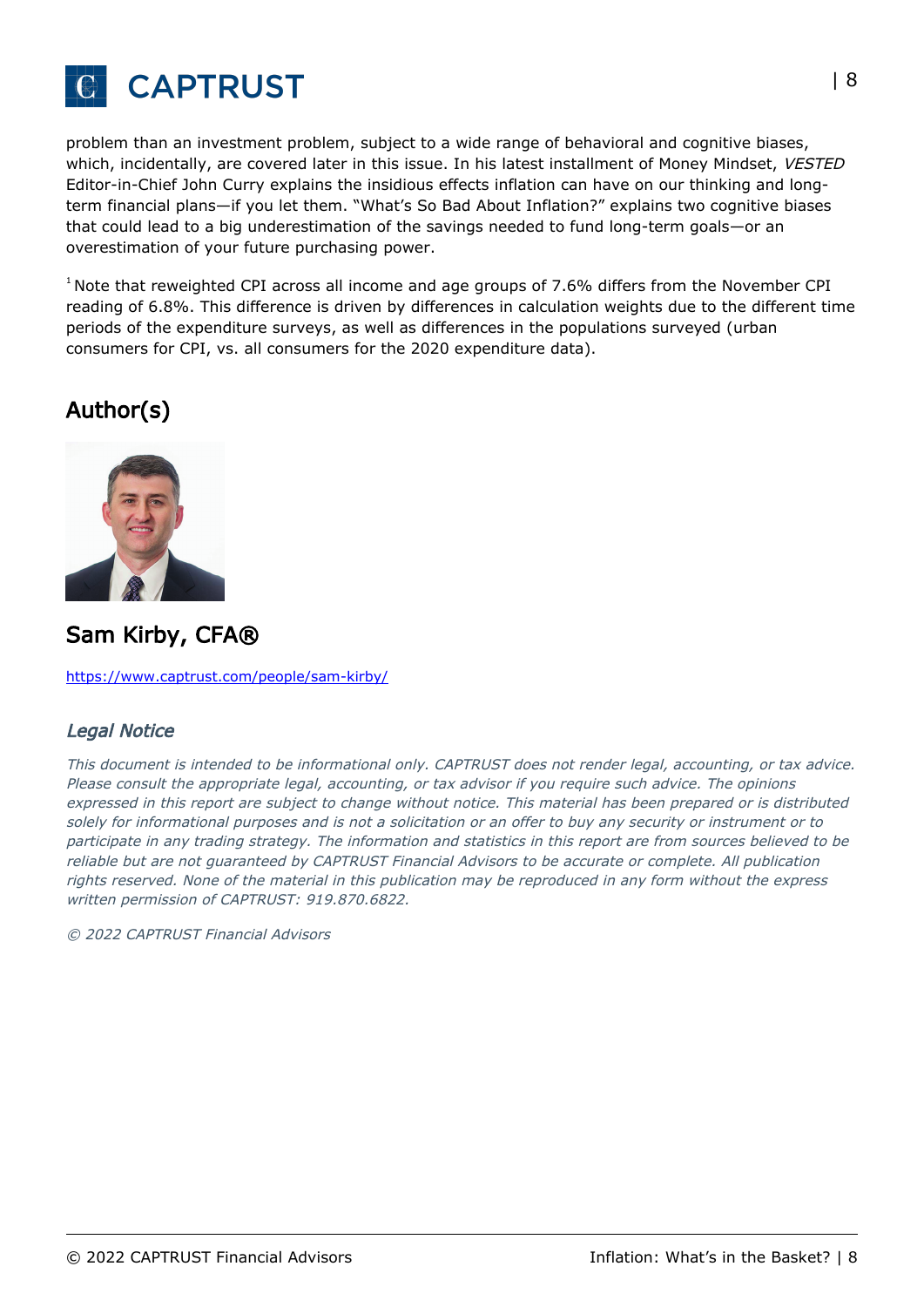problem than an investment problem, subject to a wide range of behavioral and cognitive biases, which, incidentally, are covered later in this issue. In his latest installment of Money Mindset, *VESTED* Editor-in-Chief John Curry explains the insidious effects inflation can have on our thinking and long-term financial plans—if you let them. “What’s So Bad About Inflation?” explains two cognitive biases that could lead to a big underestimation of the savings needed to fund long-term goals—or an overestimation of your future purchasing power.

[1] Note that reweighted CPI across all income and age groups of 7.6% differs from the November CPI reading of 6.8%. This difference is driven by differences in calculation weights due to the different time periods of the expenditure surveys, as well as differences in the populations surveyed (urban consumers for CPI, vs. all consumers for the 2020 expenditure data).

## Author(s)

### Sam Kirby, CFA®

https://www.captrust.com/people/sam-kirby/

### *Legal Notice*

*This document is intended to be informational only. CAPTRUST does not render legal, accounting, or tax advice. Please consult the appropriate legal, accounting, or tax advisor if you require such advice. The opinions expressed in this report are subject to change without notice. This material has been prepared or is distributed solely for informational purposes and is not a solicitation or an offer to buy any security or instrument or to participate in any trading strategy. The information and statistics in this report are from sources believed to be reliable but are not guaranteed by CAPTRUST Financial Advisors to be accurate or complete. All publication rights reserved. None of the material in this publication may be reproduced in any form without the express written permission of CAPTRUST: 919.870.6822.*

*© 2022 CAPTRUST Financial Advisors*